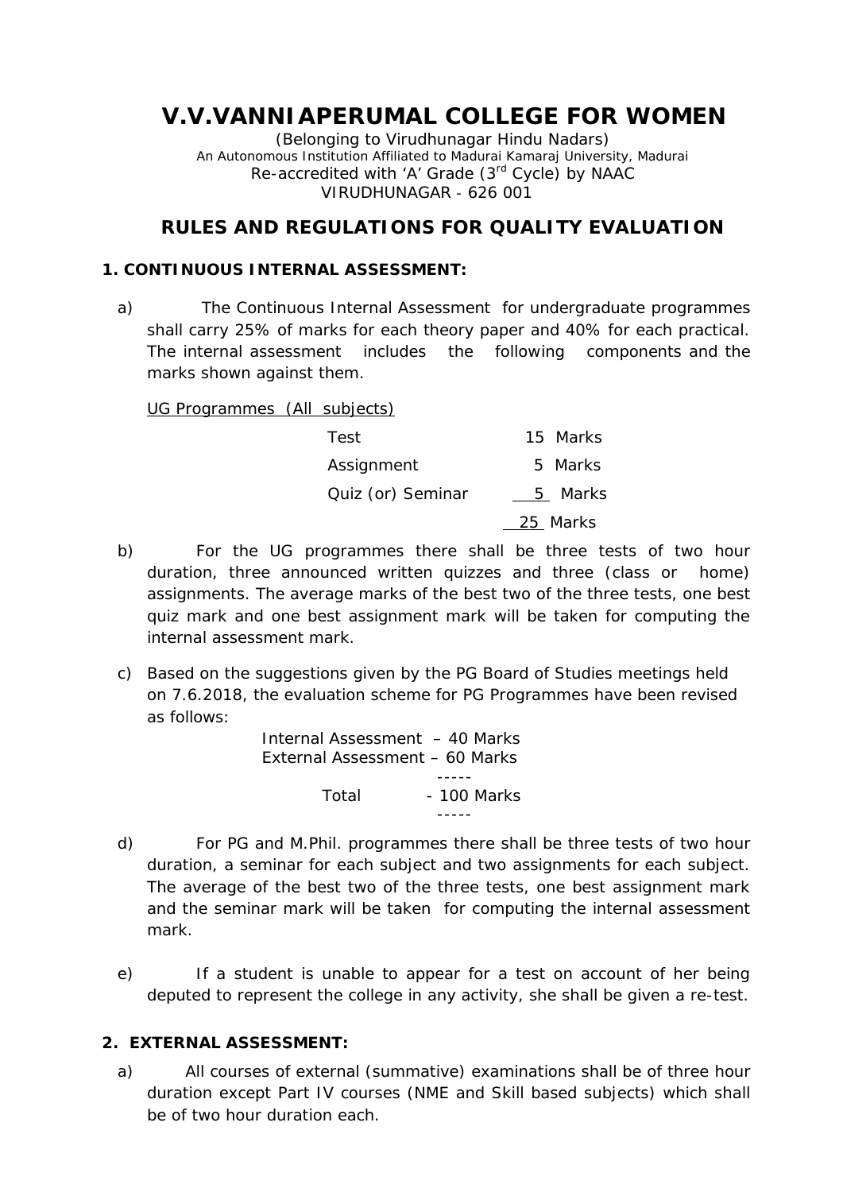# V.V.VANNIAPERUMAL COLLEGE FOR WOMEN

(Belonging to Virudhunagar Hindu Nadars)
An Autonomous Institution Affiliated to Madurai Kamaraj University, Madurai
Re-accredited with 'A' Grade (3rd Cycle) by NAAC
VIRUDHUNAGAR - 626 001

## RULES AND REGULATIONS FOR QUALITY EVALUATION

### 1. CONTINUOUS INTERNAL ASSESSMENT:

a) The Continuous Internal Assessment for undergraduate programmes shall carry 25% of marks for each theory paper and 40% for each practical. The internal assessment includes the following components and the marks shown against them.

UG Programmes (All subjects)

| Component | Marks |
|---|---|
| Test | 15 Marks |
| Assignment | 5 Marks |
| Quiz (or) Seminar | 5 Marks |
| | 25 Marks |

b) For the UG programmes there shall be three tests of two hour duration, three announced written quizzes and three (class or home) assignments. The average marks of the best two of the three tests, one best quiz mark and one best assignment mark will be taken for computing the internal assessment mark.

c) Based on the suggestions given by the PG Board of Studies meetings held on 7.6.2018, the evaluation scheme for PG Programmes have been revised as follows:

| | |
|---|---|
| Internal Assessment | – 40 Marks |
| External Assessment | – 60 Marks |
| Total | - 100 Marks |

d) For PG and M.Phil. programmes there shall be three tests of two hour duration, a seminar for each subject and two assignments for each subject. The average of the best two of the three tests, one best assignment mark and the seminar mark will be taken for computing the internal assessment mark.

e) If a student is unable to appear for a test on account of her being deputed to represent the college in any activity, she shall be given a re-test.

### 2. EXTERNAL ASSESSMENT:

a) All courses of external (summative) examinations shall be of three hour duration except Part IV courses (NME and Skill based subjects) which shall be of two hour duration each.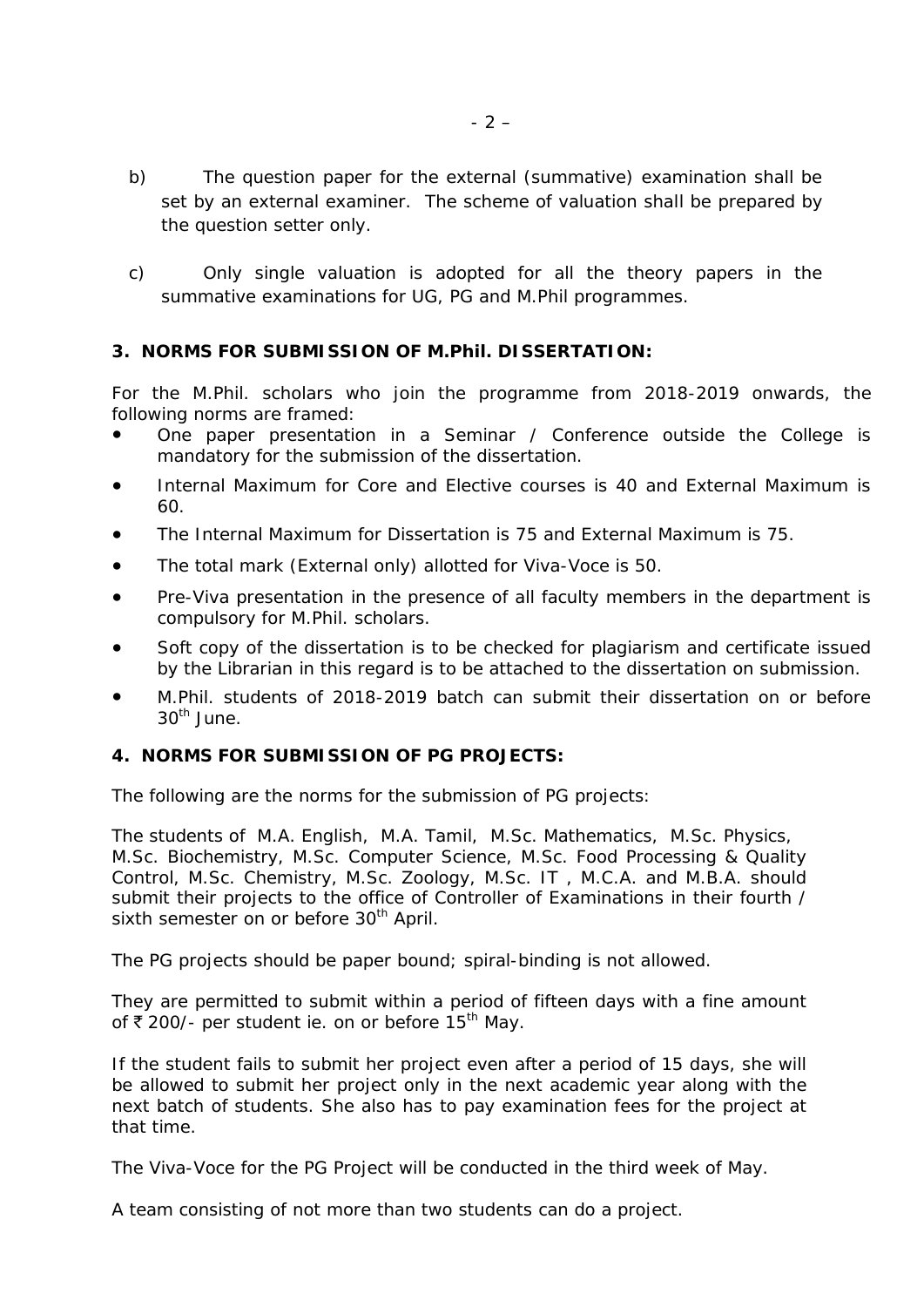b) The question paper for the external (summative) examination shall be set by an external examiner. The scheme of valuation shall be prepared by the question setter only.

c) Only single valuation is adopted for all the theory papers in the summative examinations for UG, PG and M.Phil programmes.

### 3. NORMS FOR SUBMISSION OF M.Phil. DISSERTATION:

For the M.Phil. scholars who join the programme from 2018-2019 onwards, the following norms are framed:

- One paper presentation in a Seminar / Conference outside the College is mandatory for the submission of the dissertation.
- Internal Maximum for Core and Elective courses is 40 and External Maximum is 60.
- The Internal Maximum for Dissertation is 75 and External Maximum is 75.
- The total mark (External only) allotted for Viva-Voce is 50.
- Pre-Viva presentation in the presence of all faculty members in the department is compulsory for M.Phil. scholars.
- Soft copy of the dissertation is to be checked for plagiarism and certificate issued by the Librarian in this regard is to be attached to the dissertation on submission.
- M.Phil. students of 2018-2019 batch can submit their dissertation on or before 30th June.

### 4. NORMS FOR SUBMISSION OF PG PROJECTS:

The following are the norms for the submission of PG projects:

The students of M.A. English, M.A. Tamil, M.Sc. Mathematics, M.Sc. Physics, M.Sc. Biochemistry, M.Sc. Computer Science, M.Sc. Food Processing & Quality Control, M.Sc. Chemistry, M.Sc. Zoology, M.Sc. IT , M.C.A. and M.B.A. should submit their projects to the office of Controller of Examinations in their fourth / sixth semester on or before 30th April.

The PG projects should be paper bound; spiral-binding is not allowed.

They are permitted to submit within a period of fifteen days with a fine amount of ₹ 200/- per student ie. on or before 15th May.

If the student fails to submit her project even after a period of 15 days, she will be allowed to submit her project only in the next academic year along with the next batch of students. She also has to pay examination fees for the project at that time.

The Viva-Voce for the PG Project will be conducted in the third week of May.

A team consisting of not more than two students can do a project.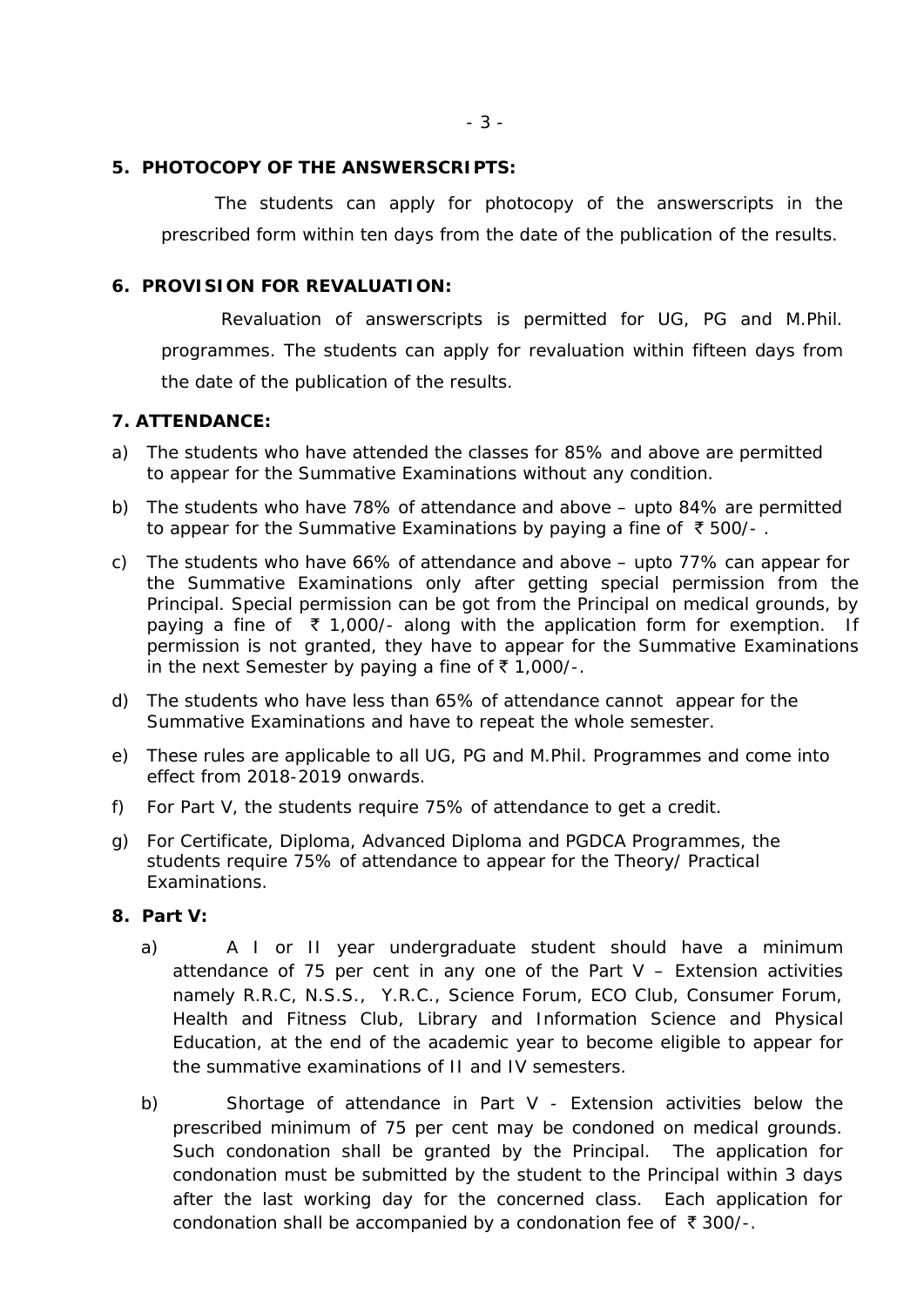## 5. PHOTOCOPY OF THE ANSWERSCRIPTS:

The students can apply for photocopy of the answerscripts in the prescribed form within ten days from the date of the publication of the results.

## 6. PROVISION FOR REVALUATION:

Revaluation of answerscripts is permitted for UG, PG and M.Phil. programmes. The students can apply for revaluation within fifteen days from the date of the publication of the results.

## 7. ATTENDANCE:

a) The students who have attended the classes for 85% and above are permitted to appear for the Summative Examinations without any condition.

b) The students who have 78% of attendance and above – upto 84% are permitted to appear for the Summative Examinations by paying a fine of ₹ 500/- .

c) The students who have 66% of attendance and above – upto 77% can appear for the Summative Examinations only after getting special permission from the Principal. Special permission can be got from the Principal on medical grounds, by paying a fine of ₹ 1,000/- along with the application form for exemption. If permission is not granted, they have to appear for the Summative Examinations in the next Semester by paying a fine of ₹ 1,000/-.

d) The students who have less than 65% of attendance cannot appear for the Summative Examinations and have to repeat the whole semester.

e) These rules are applicable to all UG, PG and M.Phil. Programmes and come into effect from 2018-2019 onwards.

f) For Part V, the students require 75% of attendance to get a credit.

g) For Certificate, Diploma, Advanced Diploma and PGDCA Programmes, the students require 75% of attendance to appear for the Theory/ Practical Examinations.

## 8. Part V:

a) A I or II year undergraduate student should have a minimum attendance of 75 per cent in any one of the Part V – Extension activities namely R.R.C, N.S.S., Y.R.C., Science Forum, ECO Club, Consumer Forum, Health and Fitness Club, Library and Information Science and Physical Education, at the end of the academic year to become eligible to appear for the summative examinations of II and IV semesters.

b) Shortage of attendance in Part V - Extension activities below the prescribed minimum of 75 per cent may be condoned on medical grounds. Such condonation shall be granted by the Principal. The application for condonation must be submitted by the student to the Principal within 3 days after the last working day for the concerned class. Each application for condonation shall be accompanied by a condonation fee of ₹ 300/-.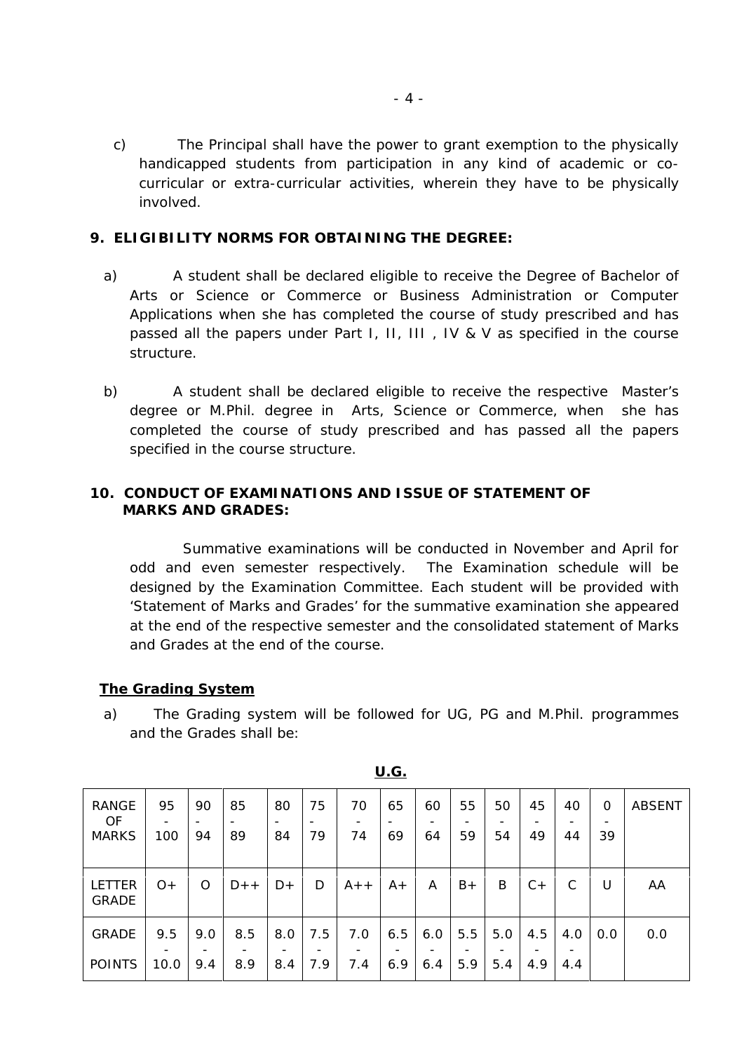c) The Principal shall have the power to grant exemption to the physically handicapped students from participation in any kind of academic or co-curricular or extra-curricular activities, wherein they have to be physically involved.

**9. ELIGIBILITY NORMS FOR OBTAINING THE DEGREE:**

a) A student shall be declared eligible to receive the Degree of Bachelor of Arts or Science or Commerce or Business Administration or Computer Applications when she has completed the course of study prescribed and has passed all the papers under Part I, II, III , IV & V as specified in the course structure.

b) A student shall be declared eligible to receive the respective Master's degree or M.Phil. degree in Arts, Science or Commerce, when she has completed the course of study prescribed and has passed all the papers specified in the course structure.

**10. CONDUCT OF EXAMINATIONS AND ISSUE OF STATEMENT OF MARKS AND GRADES:**

Summative examinations will be conducted in November and April for odd and even semester respectively. The Examination schedule will be designed by the Examination Committee. Each student will be provided with 'Statement of Marks and Grades' for the summative examination she appeared at the end of the respective semester and the consolidated statement of Marks and Grades at the end of the course.

**The Grading System**

a) The Grading system will be followed for UG, PG and M.Phil. programmes and the Grades shall be:

**U.G.**

| RANGE OF MARKS | 95 - 100 | 90 - 94 | 85 - 89 | 80 - 84 | 75 - 79 | 70 - 74 | 65 - 69 | 60 - 64 | 55 - 59 | 50 - 54 | 45 - 49 | 40 - 44 | 0 - 39 | ABSENT |
|---|---|---|---|---|---|---|---|---|---|---|---|---|---|---|
| LETTER GRADE | O+ | O | D++ | D+ | D | A++ | A+ | A | B+ | B | C+ | C | U | AA |
| GRADE POINTS | 9.5 - 10.0 | 9.0 - 9.4 | 8.5 - 8.9 | 8.0 - 8.4 | 7.5 - 7.9 | 7.0 - 7.4 | 6.5 - 6.9 | 6.0 - 6.4 | 5.5 - 5.9 | 5.0 - 5.4 | 4.5 - 4.9 | 4.0 - 4.4 | 0.0 | 0.0 |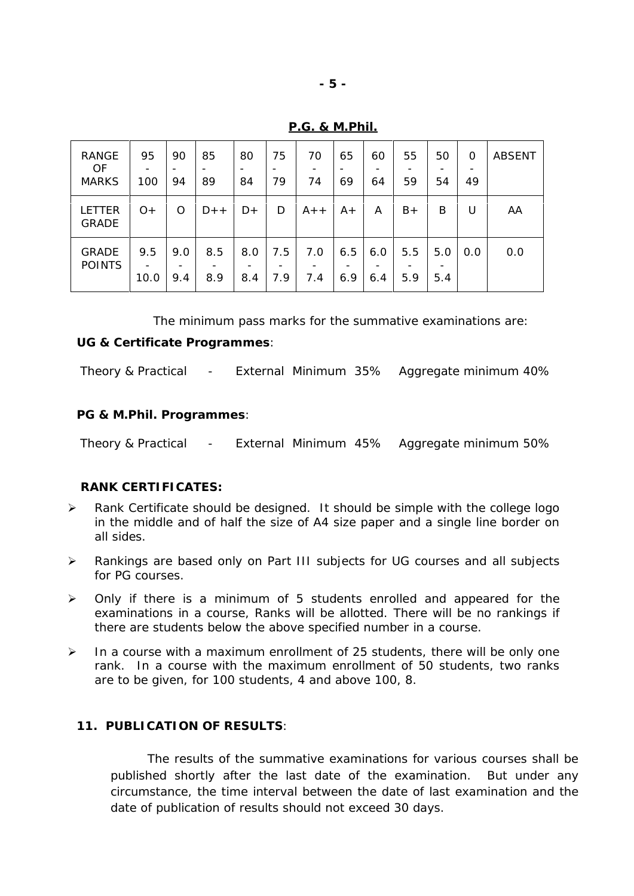**P.G. & M.Phil.**

| RANGE OF MARKS | 95 - 100 | 90 - 94 | 85 - 89 | 80 - 84 | 75 - 79 | 70 - 74 | 65 - 69 | 60 - 64 | 55 - 59 | 50 - 54 | 0 - 49 | ABSENT |
|---|---|---|---|---|---|---|---|---|---|---|---|---|
| LETTER GRADE | O+ | O | D++ | D+ | D | A++ | A+ | A | B+ | B | U | AA |
| GRADE POINTS | 9.5 - 10.0 | 9.0 - 9.4 | 8.5 - 8.9 | 8.0 - 8.4 | 7.5 - 7.9 | 7.0 - 7.4 | 6.5 - 6.9 | 6.0 - 6.4 | 5.5 - 5.9 | 5.0 - 5.4 | 0.0 | 0.0 |

The minimum pass marks for the summative examinations are:

**UG & Certificate Programmes**:

Theory & Practical - External Minimum 35% Aggregate minimum 40%

**PG & M.Phil. Programmes**:

Theory & Practical - External Minimum 45% Aggregate minimum 50%

**RANK CERTIFICATES:**

- Rank Certificate should be designed. It should be simple with the college logo in the middle and of half the size of A4 size paper and a single line border on all sides.
- Rankings are based only on Part III subjects for UG courses and all subjects for PG courses.
- Only if there is a minimum of 5 students enrolled and appeared for the examinations in a course, Ranks will be allotted. There will be no rankings if there are students below the above specified number in a course.
- In a course with a maximum enrollment of 25 students, there will be only one rank. In a course with the maximum enrollment of 50 students, two ranks are to be given, for 100 students, 4 and above 100, 8.

**11. PUBLICATION OF RESULTS**:

The results of the summative examinations for various courses shall be published shortly after the last date of the examination. But under any circumstance, the time interval between the date of last examination and the date of publication of results should not exceed 30 days.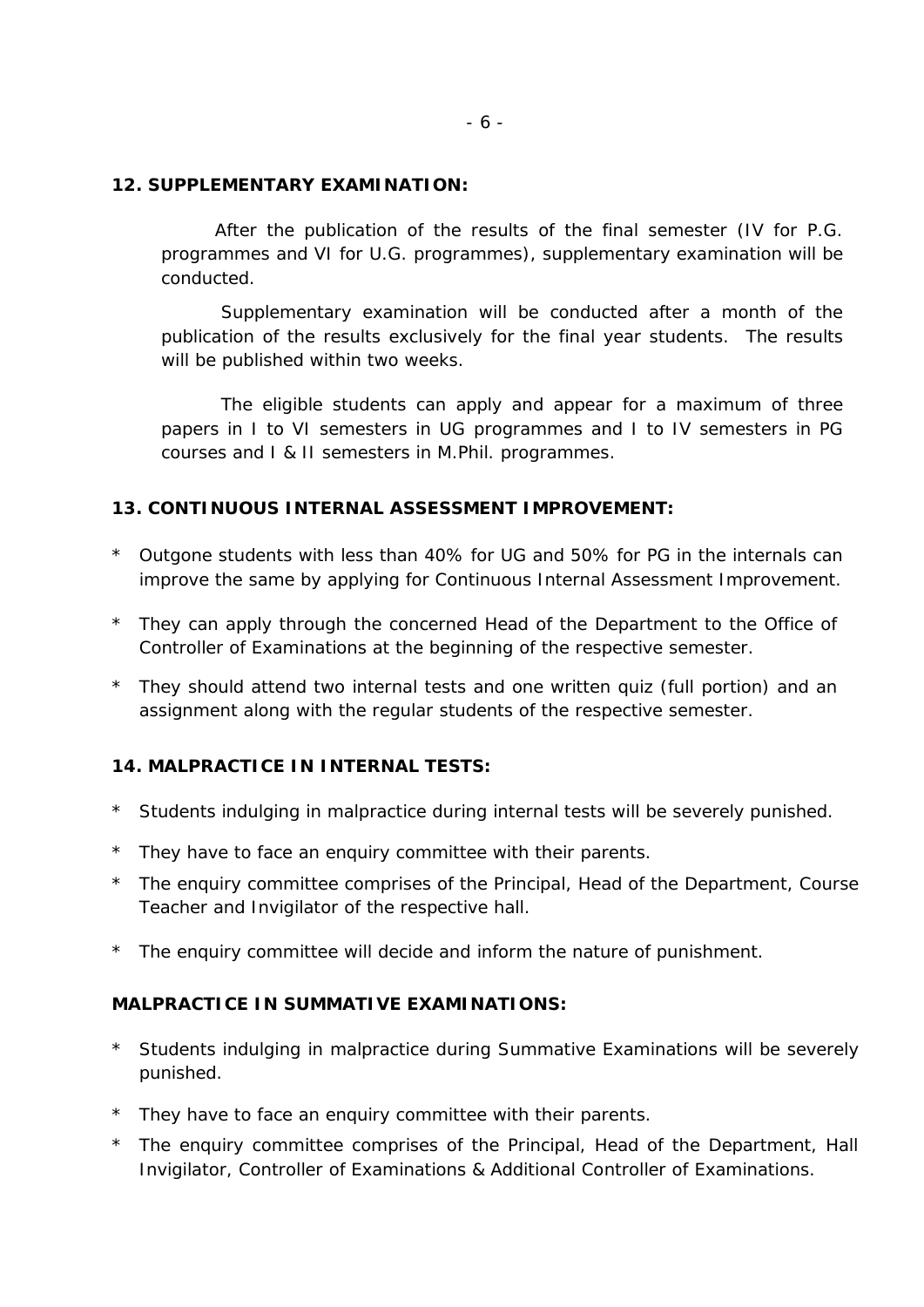## 12. SUPPLEMENTARY EXAMINATION:

After the publication of the results of the final semester (IV for P.G. programmes and VI for U.G. programmes), supplementary examination will be conducted.

Supplementary examination will be conducted after a month of the publication of the results exclusively for the final year students. The results will be published within two weeks.

The eligible students can apply and appear for a maximum of three papers in I to VI semesters in UG programmes and I to IV semesters in PG courses and I & II semesters in M.Phil. programmes.

## 13. CONTINUOUS INTERNAL ASSESSMENT IMPROVEMENT:

* Outgone students with less than 40% for UG and 50% for PG in the internals can improve the same by applying for Continuous Internal Assessment Improvement.
* They can apply through the concerned Head of the Department to the Office of Controller of Examinations at the beginning of the respective semester.
* They should attend two internal tests and one written quiz (full portion) and an assignment along with the regular students of the respective semester.

## 14. MALPRACTICE IN INTERNAL TESTS:

* Students indulging in malpractice during internal tests will be severely punished.
* They have to face an enquiry committee with their parents.
* The enquiry committee comprises of the Principal, Head of the Department, Course Teacher and Invigilator of the respective hall.
* The enquiry committee will decide and inform the nature of punishment.

## MALPRACTICE IN SUMMATIVE EXAMINATIONS:

* Students indulging in malpractice during Summative Examinations will be severely punished.
* They have to face an enquiry committee with their parents.
* The enquiry committee comprises of the Principal, Head of the Department, Hall Invigilator, Controller of Examinations & Additional Controller of Examinations.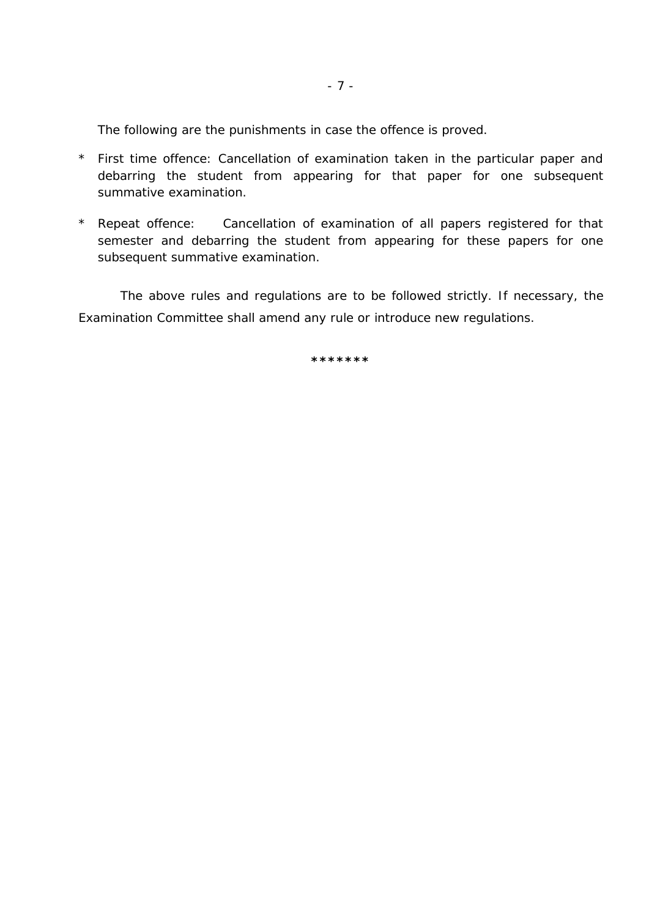The following are the punishments in case the offence is proved.

* First time offence: Cancellation of examination taken in the particular paper and debarring the student from appearing for that paper for one subsequent summative examination.

* Repeat offence: Cancellation of examination of all papers registered for that semester and debarring the student from appearing for these papers for one subsequent summative examination.

The above rules and regulations are to be followed strictly. If necessary, the Examination Committee shall amend any rule or introduce new regulations.

*******